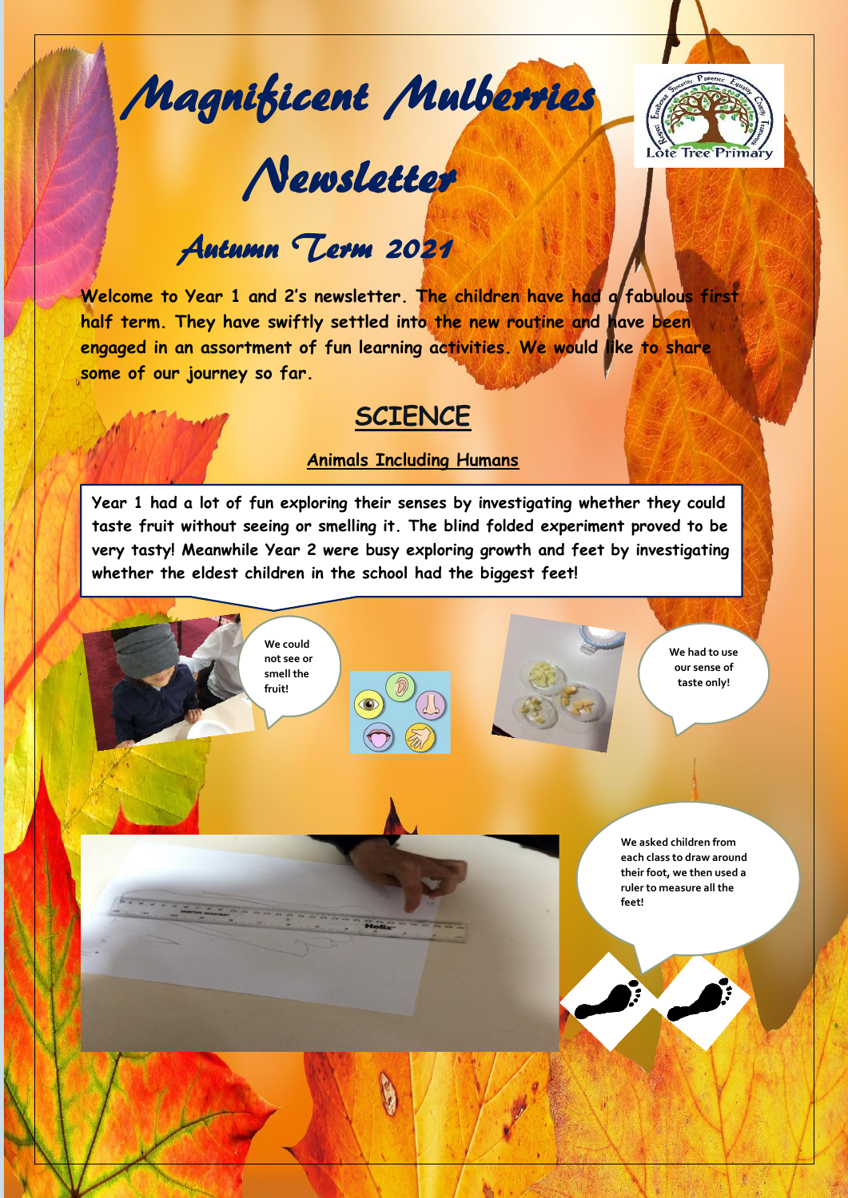# Magnificent Mulberries Newsletter

## Autumn Term 2021

**Welcome to Year 1 and 2's newsletter. The children have had a fabulous first half term. They have swiftly settled into the new routine and have been engaged in an assortment of fun learning activities. We would like to share some of our journey so far.**

## SCIENCE

### Animals Including Humans

**Year 1 had a lot of fun exploring their senses by investigating whether they could taste fruit without seeing or smelling it. The blind folded experiment proved to be very tasty! Meanwhile Year 2 were busy exploring growth and feet by investigating whether the eldest children in the school had the biggest feet!**

We could not see or smell the fruit!

We had to use our sense of taste only!

We asked children from each class to draw around their foot, we then used a ruler to measure all the feet!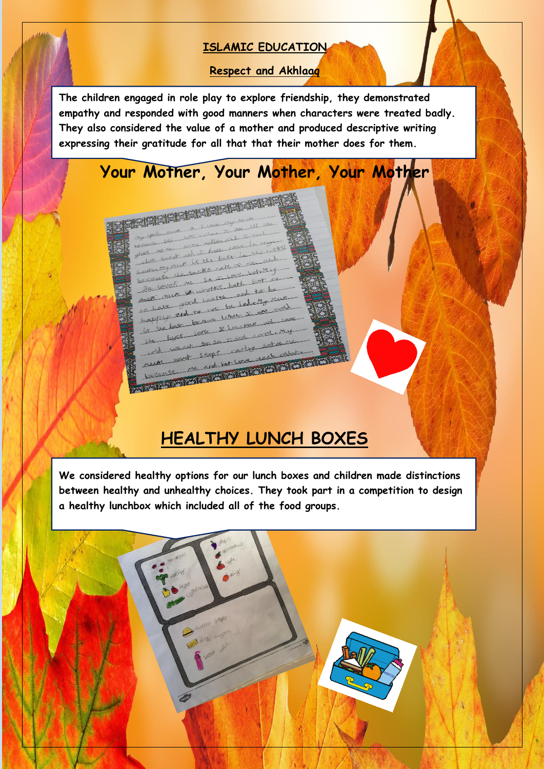## ISLAMIC EDUCATION

### Respect and Akhlaaq

**The children engaged in role play to explore friendship, they demonstrated empathy and responded with good manners when characters were treated badly. They also considered the value of a mother and produced descriptive writing expressing their gratitude for all that that their mother does for them.**

# Your Mother, Your Mother, Your Mother

## HEALTHY LUNCH BOXES

**We considered healthy options for our lunch boxes and children made distinctions between healthy and unhealthy choices. They took part in a competition to design a healthy lunchbox which included all of the food groups.**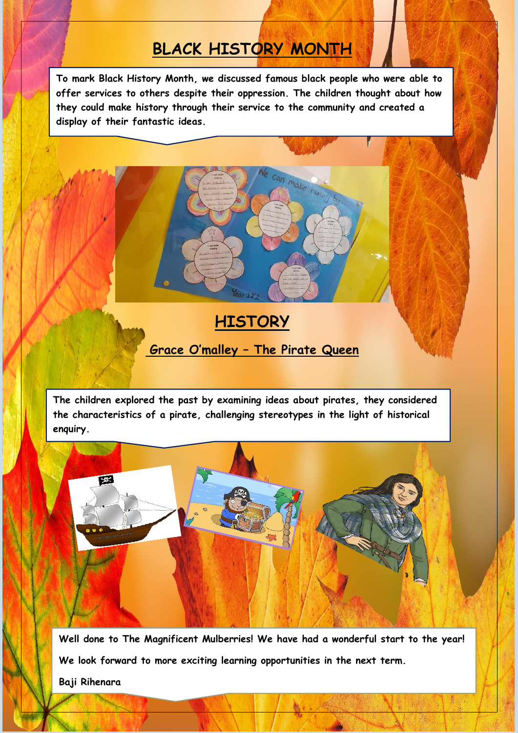# BLACK HISTORY MONTH

To mark Black History Month, we discussed famous black people who were able to offer services to others despite their oppression. The children thought about how they could make history through their service to the community and created a display of their fantastic ideas.

# HISTORY

## Grace O'malley – The Pirate Queen

The children explored the past by examining ideas about pirates, they considered the characteristics of a pirate, challenging stereotypes in the light of historical enquiry.

Well done to The Magnificent Mulberries! We have had a wonderful start to the year!

We look forward to more exciting learning opportunities in the next term.

Baji Rihenara